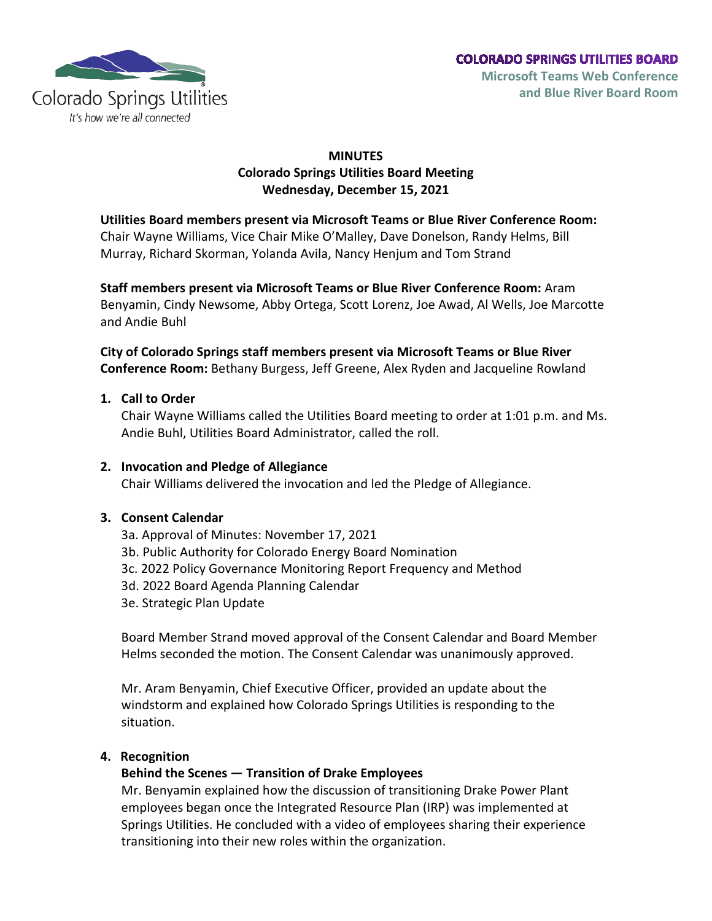Colorado Springs Utilities

*It's how we're all connected*

**COLORADO SPRINGS UTILITIES BOARD**
**Microsoft Teams Web Conference and Blue River Board Room**

# MINUTES
## Colorado Springs Utilities Board Meeting
## Wednesday, December 15, 2021

**Utilities Board members present via Microsoft Teams or Blue River Conference Room:** Chair Wayne Williams, Vice Chair Mike O'Malley, Dave Donelson, Randy Helms, Bill Murray, Richard Skorman, Yolanda Avila, Nancy Henjum and Tom Strand

**Staff members present via Microsoft Teams or Blue River Conference Room:** Aram Benyamin, Cindy Newsome, Abby Ortega, Scott Lorenz, Joe Awad, Al Wells, Joe Marcotte and Andie Buhl

**City of Colorado Springs staff members present via Microsoft Teams or Blue River Conference Room:** Bethany Burgess, Jeff Greene, Alex Ryden and Jacqueline Rowland

1. **Call to Order**
   Chair Wayne Williams called the Utilities Board meeting to order at 1:01 p.m. and Ms. Andie Buhl, Utilities Board Administrator, called the roll.

2. **Invocation and Pledge of Allegiance**
   Chair Williams delivered the invocation and led the Pledge of Allegiance.

3. **Consent Calendar**
   3a. Approval of Minutes: November 17, 2021
   3b. Public Authority for Colorado Energy Board Nomination
   3c. 2022 Policy Governance Monitoring Report Frequency and Method
   3d. 2022 Board Agenda Planning Calendar
   3e. Strategic Plan Update

   Board Member Strand moved approval of the Consent Calendar and Board Member Helms seconded the motion. The Consent Calendar was unanimously approved.

   Mr. Aram Benyamin, Chief Executive Officer, provided an update about the windstorm and explained how Colorado Springs Utilities is responding to the situation.

4. **Recognition**
   **Behind the Scenes — Transition of Drake Employees**
   Mr. Benyamin explained how the discussion of transitioning Drake Power Plant employees began once the Integrated Resource Plan (IRP) was implemented at Springs Utilities. He concluded with a video of employees sharing their experience transitioning into their new roles within the organization.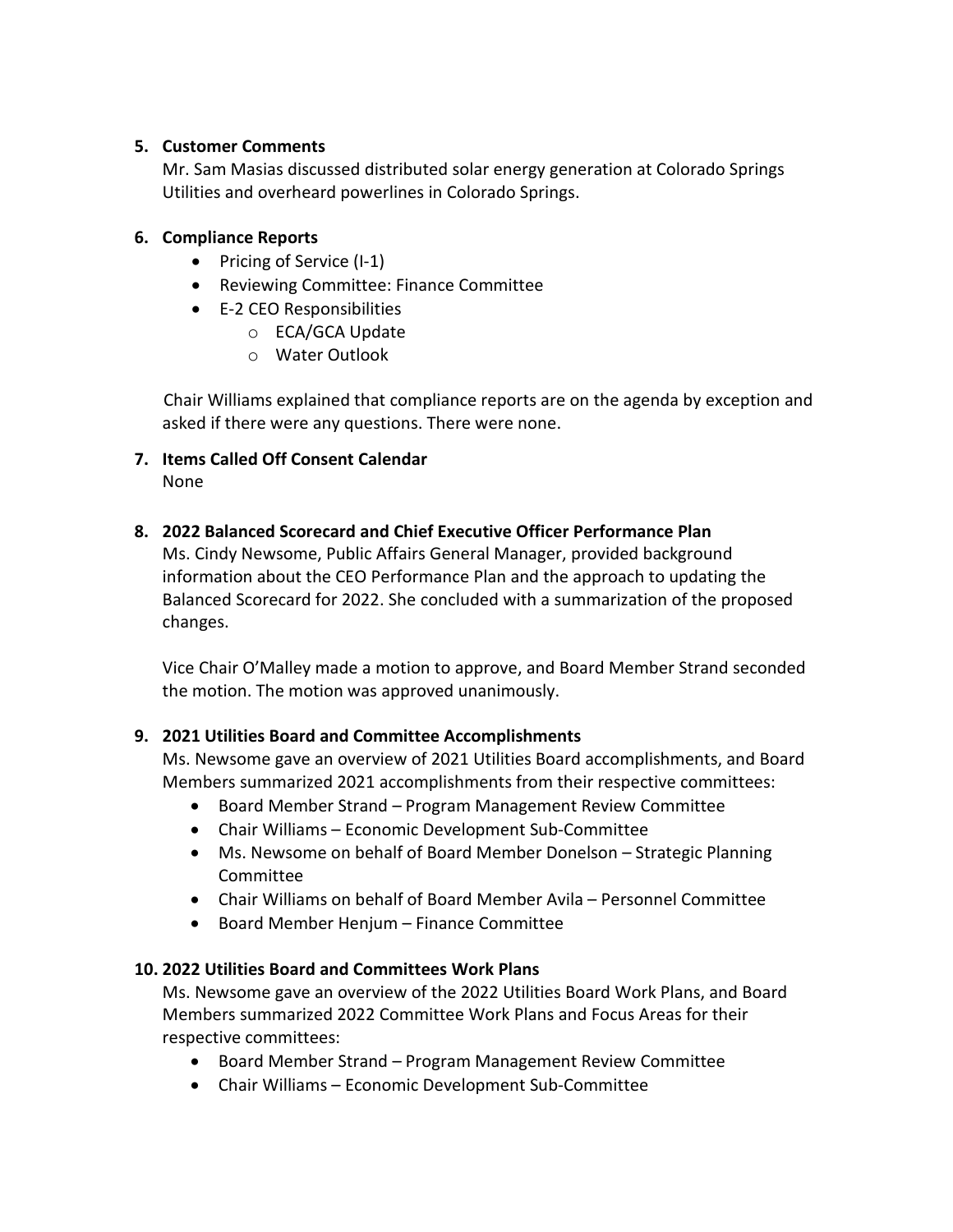**5. Customer Comments**

Mr. Sam Masias discussed distributed solar energy generation at Colorado Springs Utilities and overheard powerlines in Colorado Springs.

**6. Compliance Reports**

- Pricing of Service (I-1)
- Reviewing Committee: Finance Committee
- E-2 CEO Responsibilities
  - ECA/GCA Update
  - Water Outlook

Chair Williams explained that compliance reports are on the agenda by exception and asked if there were any questions. There were none.

**7. Items Called Off Consent Calendar**

None

**8. 2022 Balanced Scorecard and Chief Executive Officer Performance Plan**

Ms. Cindy Newsome, Public Affairs General Manager, provided background information about the CEO Performance Plan and the approach to updating the Balanced Scorecard for 2022. She concluded with a summarization of the proposed changes.

Vice Chair O'Malley made a motion to approve, and Board Member Strand seconded the motion. The motion was approved unanimously.

**9. 2021 Utilities Board and Committee Accomplishments**

Ms. Newsome gave an overview of 2021 Utilities Board accomplishments, and Board Members summarized 2021 accomplishments from their respective committees:

- Board Member Strand – Program Management Review Committee
- Chair Williams – Economic Development Sub-Committee
- Ms. Newsome on behalf of Board Member Donelson – Strategic Planning Committee
- Chair Williams on behalf of Board Member Avila – Personnel Committee
- Board Member Henjum – Finance Committee

**10. 2022 Utilities Board and Committees Work Plans**

Ms. Newsome gave an overview of the 2022 Utilities Board Work Plans, and Board Members summarized 2022 Committee Work Plans and Focus Areas for their respective committees:

- Board Member Strand – Program Management Review Committee
- Chair Williams – Economic Development Sub-Committee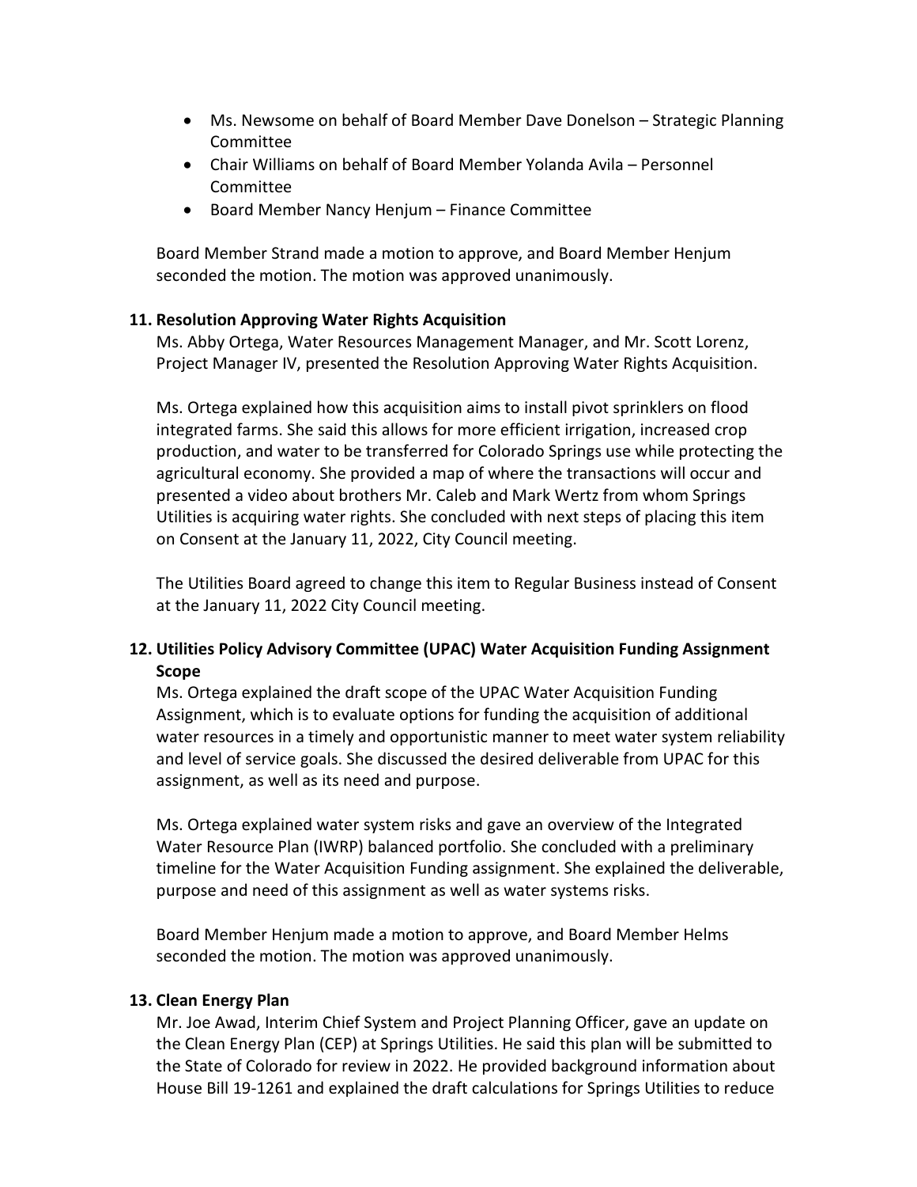- Ms. Newsome on behalf of Board Member Dave Donelson – Strategic Planning Committee
- Chair Williams on behalf of Board Member Yolanda Avila – Personnel Committee
- Board Member Nancy Henjum – Finance Committee

Board Member Strand made a motion to approve, and Board Member Henjum seconded the motion. The motion was approved unanimously.

**11. Resolution Approving Water Rights Acquisition**

Ms. Abby Ortega, Water Resources Management Manager, and Mr. Scott Lorenz, Project Manager IV, presented the Resolution Approving Water Rights Acquisition.

Ms. Ortega explained how this acquisition aims to install pivot sprinklers on flood integrated farms. She said this allows for more efficient irrigation, increased crop production, and water to be transferred for Colorado Springs use while protecting the agricultural economy. She provided a map of where the transactions will occur and presented a video about brothers Mr. Caleb and Mark Wertz from whom Springs Utilities is acquiring water rights. She concluded with next steps of placing this item on Consent at the January 11, 2022, City Council meeting.

The Utilities Board agreed to change this item to Regular Business instead of Consent at the January 11, 2022 City Council meeting.

**12. Utilities Policy Advisory Committee (UPAC) Water Acquisition Funding Assignment Scope**

Ms. Ortega explained the draft scope of the UPAC Water Acquisition Funding Assignment, which is to evaluate options for funding the acquisition of additional water resources in a timely and opportunistic manner to meet water system reliability and level of service goals. She discussed the desired deliverable from UPAC for this assignment, as well as its need and purpose.

Ms. Ortega explained water system risks and gave an overview of the Integrated Water Resource Plan (IWRP) balanced portfolio. She concluded with a preliminary timeline for the Water Acquisition Funding assignment. She explained the deliverable, purpose and need of this assignment as well as water systems risks.

Board Member Henjum made a motion to approve, and Board Member Helms seconded the motion. The motion was approved unanimously.

**13. Clean Energy Plan**

Mr. Joe Awad, Interim Chief System and Project Planning Officer, gave an update on the Clean Energy Plan (CEP) at Springs Utilities. He said this plan will be submitted to the State of Colorado for review in 2022. He provided background information about House Bill 19-1261 and explained the draft calculations for Springs Utilities to reduce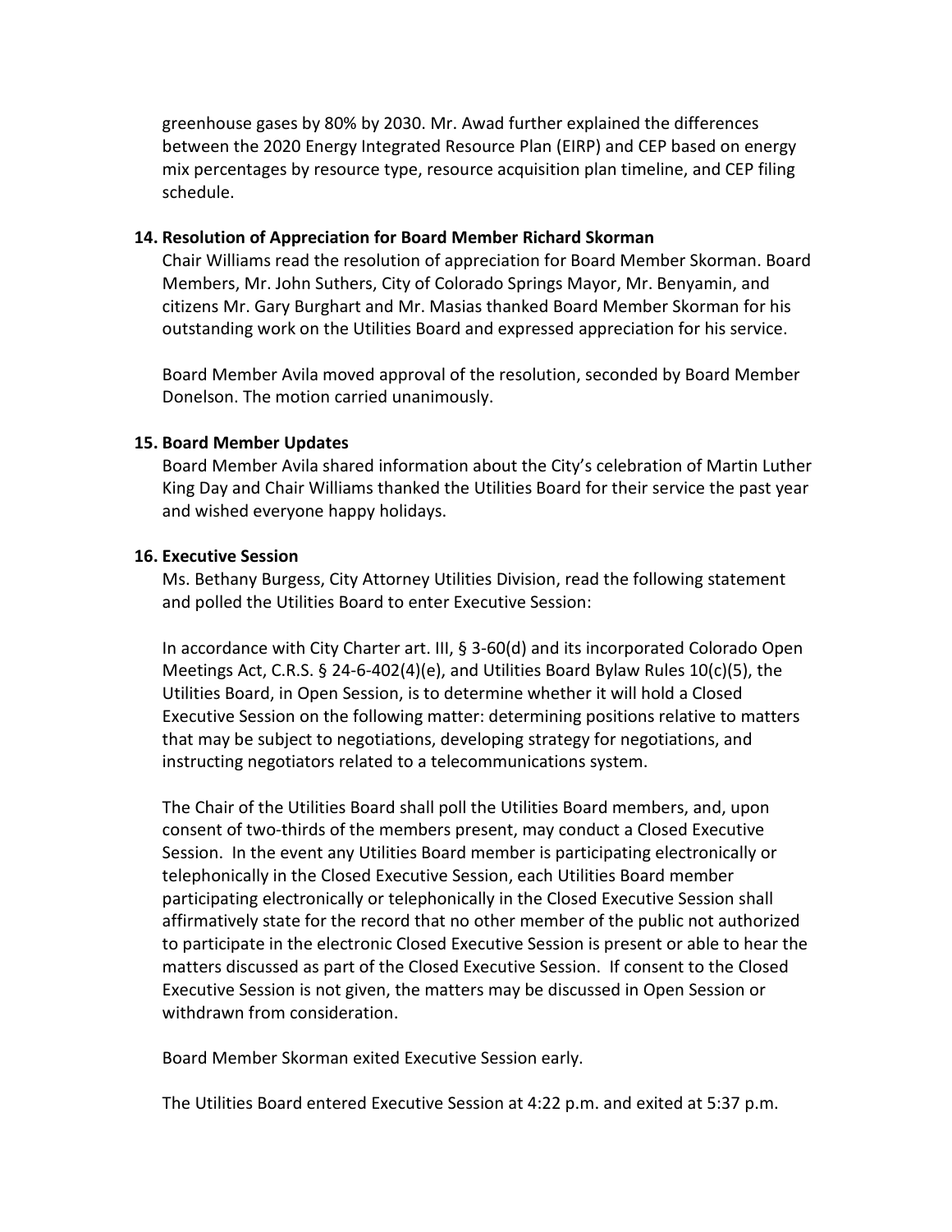greenhouse gases by 80% by 2030. Mr. Awad further explained the differences between the 2020 Energy Integrated Resource Plan (EIRP) and CEP based on energy mix percentages by resource type, resource acquisition plan timeline, and CEP filing schedule.

**14. Resolution of Appreciation for Board Member Richard Skorman**

Chair Williams read the resolution of appreciation for Board Member Skorman. Board Members, Mr. John Suthers, City of Colorado Springs Mayor, Mr. Benyamin, and citizens Mr. Gary Burghart and Mr. Masias thanked Board Member Skorman for his outstanding work on the Utilities Board and expressed appreciation for his service.

Board Member Avila moved approval of the resolution, seconded by Board Member Donelson. The motion carried unanimously.

**15. Board Member Updates**

Board Member Avila shared information about the City's celebration of Martin Luther King Day and Chair Williams thanked the Utilities Board for their service the past year and wished everyone happy holidays.

**16. Executive Session**

Ms. Bethany Burgess, City Attorney Utilities Division, read the following statement and polled the Utilities Board to enter Executive Session:

In accordance with City Charter art. III, § 3-60(d) and its incorporated Colorado Open Meetings Act, C.R.S. § 24-6-402(4)(e), and Utilities Board Bylaw Rules 10(c)(5), the Utilities Board, in Open Session, is to determine whether it will hold a Closed Executive Session on the following matter: determining positions relative to matters that may be subject to negotiations, developing strategy for negotiations, and instructing negotiators related to a telecommunications system.

The Chair of the Utilities Board shall poll the Utilities Board members, and, upon consent of two-thirds of the members present, may conduct a Closed Executive Session. In the event any Utilities Board member is participating electronically or telephonically in the Closed Executive Session, each Utilities Board member participating electronically or telephonically in the Closed Executive Session shall affirmatively state for the record that no other member of the public not authorized to participate in the electronic Closed Executive Session is present or able to hear the matters discussed as part of the Closed Executive Session. If consent to the Closed Executive Session is not given, the matters may be discussed in Open Session or withdrawn from consideration.

Board Member Skorman exited Executive Session early.

The Utilities Board entered Executive Session at 4:22 p.m. and exited at 5:37 p.m.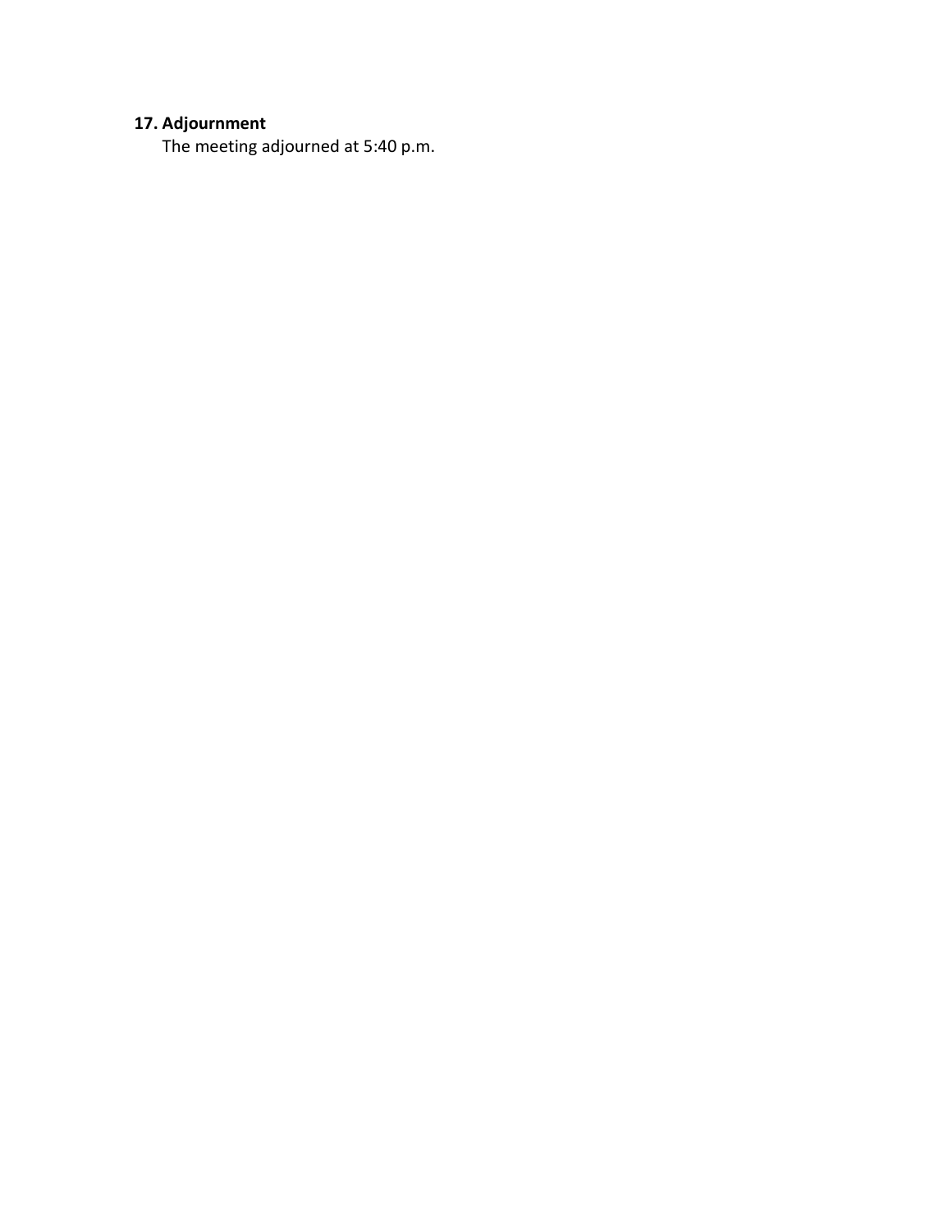**17. Adjournment**

The meeting adjourned at 5:40 p.m.